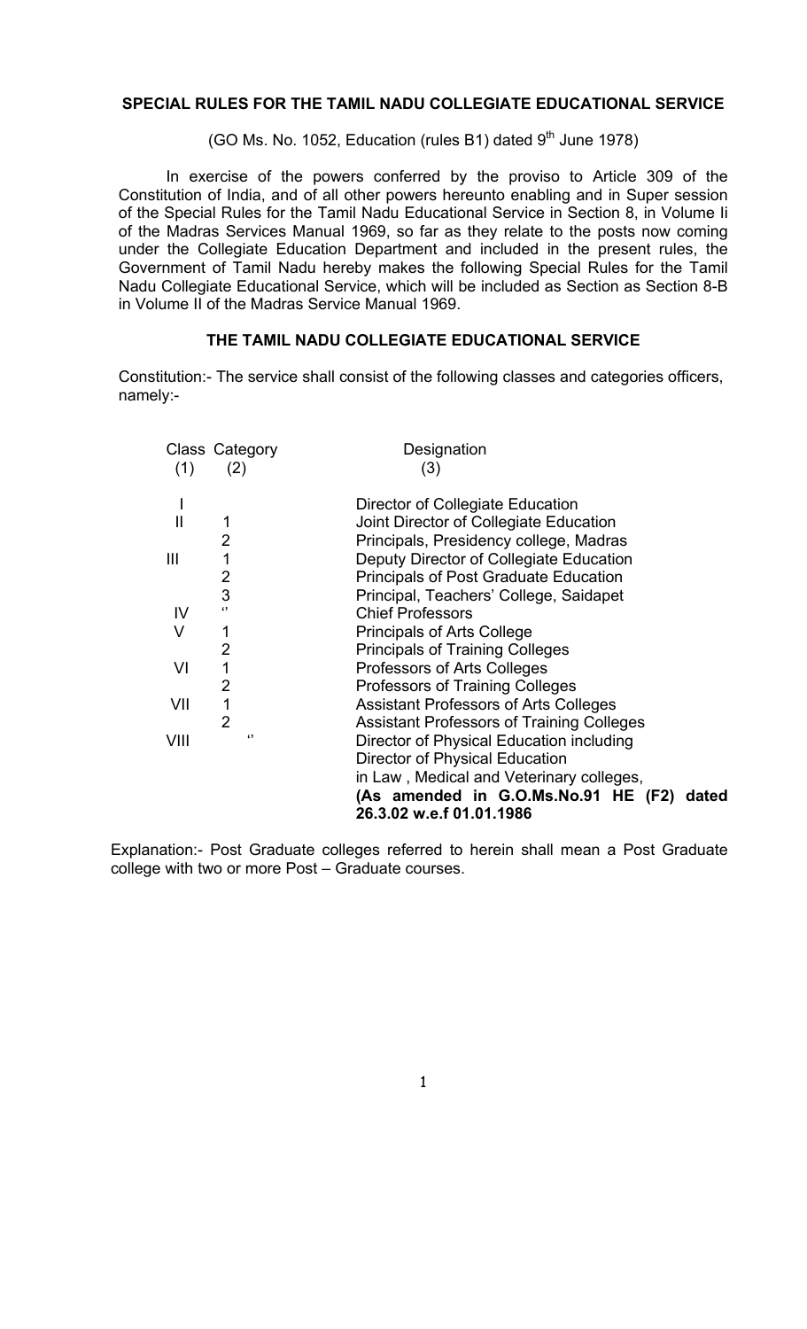## SPECIAL RULES FOR THE TAMIL NADU COLLEGIATE EDUCATIONAL SERVICE

(GO Ms. No. 1052, Education (rules B1) dated 9th June 1978)

In exercise of the powers conferred by the proviso to Article 309 of the Constitution of India, and of all other powers hereunto enabling and in Super session of the Special Rules for the Tamil Nadu Educational Service in Section 8, in Volume Ii of the Madras Services Manual 1969, so far as they relate to the posts now coming under the Collegiate Education Department and included in the present rules, the Government of Tamil Nadu hereby makes the following Special Rules for the Tamil Nadu Collegiate Educational Service, which will be included as Section as Section 8-B in Volume II of the Madras Service Manual 1969.

### THE TAMIL NADU COLLEGIATE EDUCATIONAL SERVICE

Constitution:- The service shall consist of the following classes and categories officers, namely:-

| Class (1) | Category (2) | Designation (3) |
|---|---|---|
| I | | Director of Collegiate Education |
| II | 1 | Joint Director of Collegiate Education |
| | 2 | Principals, Presidency college, Madras |
| III | 1 | Deputy Director of Collegiate Education |
| | 2 | Principals of Post Graduate Education |
| | 3 | Principal, Teachers' College, Saidapet |
| IV | '' | Chief Professors |
| V | 1 | Principals of Arts College |
| | 2 | Principals of Training Colleges |
| VI | 1 | Professors of Arts Colleges |
| | 2 | Professors of Training Colleges |
| VII | 1 | Assistant Professors of Arts Colleges |
| | 2 | Assistant Professors of Training Colleges |
| VIII | '' | Director of Physical Education including Director of Physical Education in Law , Medical and Veterinary colleges, **(As amended in G.O.Ms.No.91 HE (F2) dated 26.3.02 w.e.f 01.01.1986** |

Explanation:- Post Graduate colleges referred to herein shall mean a Post Graduate college with two or more Post – Graduate courses.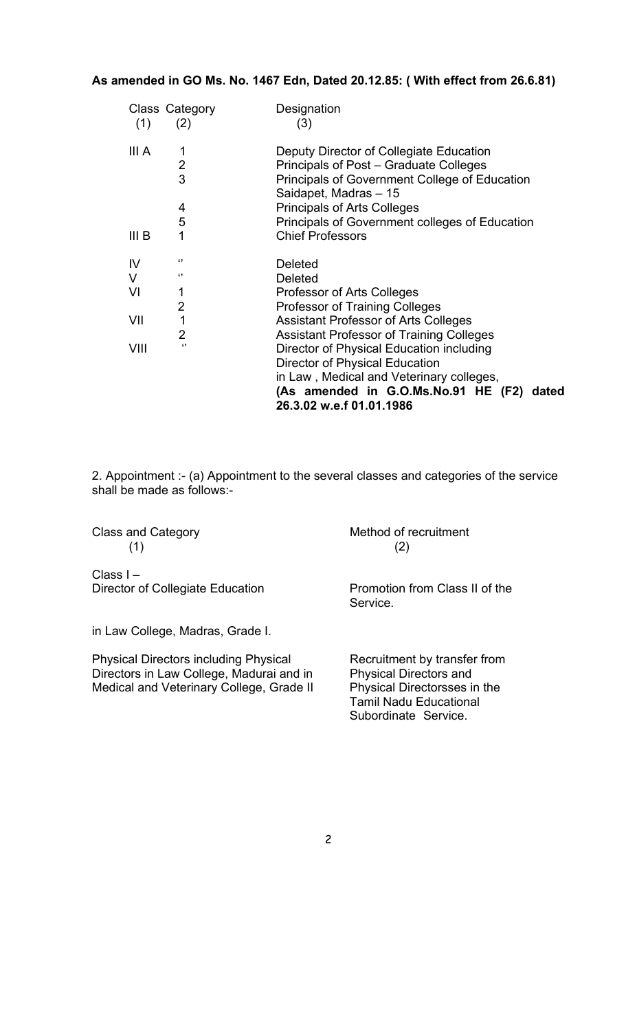**As amended in GO Ms. No. 1467 Edn, Dated 20.12.85: ( With effect from 26.6.81)**

| Class (1) | Category (2) | Designation (3) |
|---|---|---|
| III A | 1 | Deputy Director of Collegiate Education |
| | 2 | Principals of Post – Graduate Colleges |
| | 3 | Principals of Government College of Education Saidapet, Madras – 15 |
| | 4 | Principals of Arts Colleges |
| | 5 | Principals of Government colleges of Education |
| III B | 1 | Chief Professors |
| IV | ‘’ | Deleted |
| V | ‘’ | Deleted |
| VI | 1 | Professor of Arts Colleges |
| | 2 | Professor of Training Colleges |
| VII | 1 | Assistant Professor of Arts Colleges |
| | 2 | Assistant Professor of Training Colleges |
| VIII | ‘’ | Director of Physical Education including Director of Physical Education in Law , Medical and Veterinary colleges, **(As amended in G.O.Ms.No.91 HE (F2) dated 26.3.02 w.e.f 01.01.1986** |

2. Appointment :- (a) Appointment to the several classes and categories of the service shall be made as follows:-

| Class and Category (1) | Method of recruitment (2) |
|---|---|
| Class I – Director of Collegiate Education | Promotion from Class II of the Service. |
| in Law College, Madras, Grade I. | |
| Physical Directors including Physical Directors in Law College, Madurai and in Medical and Veterinary College, Grade II | Recruitment by transfer from Physical Directors and Physical Directorsses in the Tamil Nadu Educational Subordinate Service. |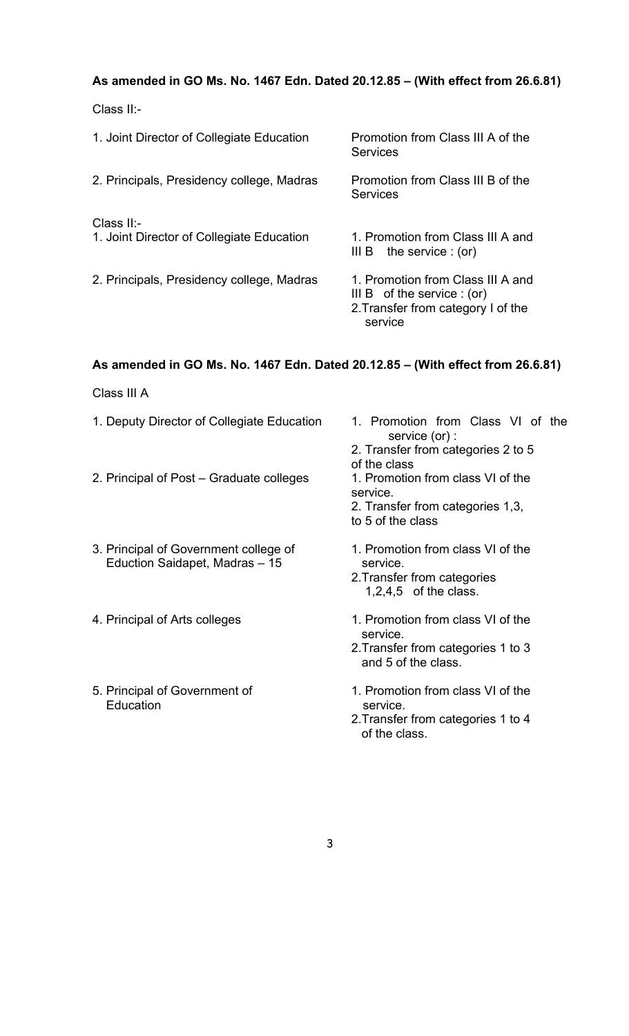**As amended in GO Ms. No. 1467 Edn. Dated 20.12.85 – (With effect from 26.6.81)**

Class II:-

| | |
|---|---|
| 1. Joint Director of Collegiate Education | Promotion from Class III A of the Services |
| 2. Principals, Presidency college, Madras | Promotion from Class III B of the Services |

Class II:-

| | |
|---|---|
| 1. Joint Director of Collegiate Education | 1. Promotion from Class III A and III B the service : (or) |
| 2. Principals, Presidency college, Madras | 1. Promotion from Class III A and III B of the service : (or)<br>2. Transfer from category I of the service |

**As amended in GO Ms. No. 1467 Edn. Dated 20.12.85 – (With effect from 26.6.81)**

Class III A

| | |
|---|---|
| 1. Deputy Director of Collegiate Education | 1. Promotion from Class VI of the service (or) :<br>2. Transfer from categories 2 to 5 of the class |
| 2. Principal of Post – Graduate colleges | 1. Promotion from class VI of the service.<br>2. Transfer from categories 1,3, to 5 of the class |
| 3. Principal of Government college of Eduction Saidapet, Madras – 15 | 1. Promotion from class VI of the service.<br>2. Transfer from categories 1,2,4,5 of the class. |
| 4. Principal of Arts colleges | 1. Promotion from class VI of the service.<br>2. Transfer from categories 1 to 3 and 5 of the class. |
| 5. Principal of Government of Education | 1. Promotion from class VI of the service.<br>2. Transfer from categories 1 to 4 of the class. |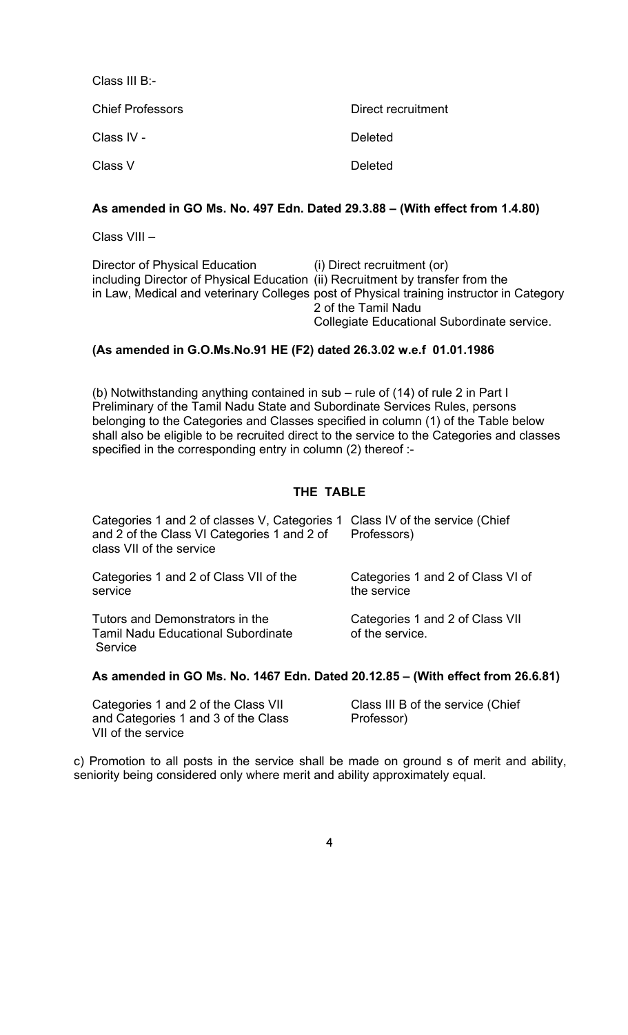| | |
|---|---|
| Class III B:- | |
| Chief Professors | Direct recruitment |
| Class IV - | Deleted |
| Class V | Deleted |

**As amended in GO Ms. No. 497 Edn. Dated 29.3.88 – (With effect from 1.4.80)**

Class VIII –

| | |
|---|---|
| Director of Physical Education including Director of Physical Education in Law, Medical and veterinary Colleges | (i) Direct recruitment (or) (ii) Recruitment by transfer from the post of Physical training instructor in Category 2 of the Tamil Nadu Collegiate Educational Subordinate service. |

**(As amended in G.O.Ms.No.91 HE (F2) dated 26.3.02 w.e.f 01.01.1986**

(b) Notwithstanding anything contained in sub – rule of (14) of rule 2 in Part I Preliminary of the Tamil Nadu State and Subordinate Services Rules, persons belonging to the Categories and Classes specified in column (1) of the Table below shall also be eligible to be recruited direct to the service to the Categories and classes specified in the corresponding entry in column (2) thereof :-

**THE TABLE**

| | |
|---|---|
| Categories 1 and 2 of classes V, Categories 1 and 2 of the Class VI Categories 1 and 2 of class VII of the service | Class IV of the service (Chief Professors) |
| Categories 1 and 2 of Class VII of the service | Categories 1 and 2 of Class VI of the service |
| Tutors and Demonstrators in the Tamil Nadu Educational Subordinate Service | Categories 1 and 2 of Class VII of the service. |

**As amended in GO Ms. No. 1467 Edn. Dated 20.12.85 – (With effect from 26.6.81)**

| | |
|---|---|
| Categories 1 and 2 of the Class VII and Categories 1 and 3 of the Class VII of the service | Class III B of the service (Chief Professor) |

c) Promotion to all posts in the service shall be made on ground s of merit and ability, seniority being considered only where merit and ability approximately equal.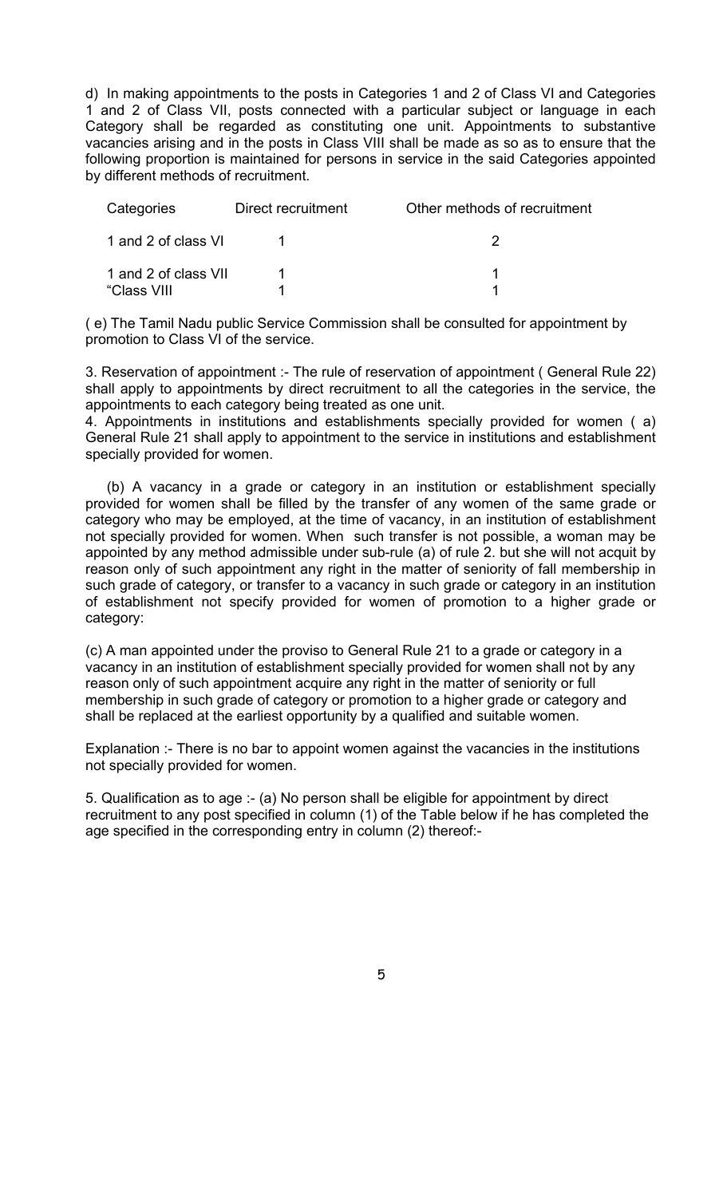d) In making appointments to the posts in Categories 1 and 2 of Class VI and Categories 1 and 2 of Class VII, posts connected with a particular subject or language in each Category shall be regarded as constituting one unit. Appointments to substantive vacancies arising and in the posts in Class VIII shall be made as so as to ensure that the following proportion is maintained for persons in service in the said Categories appointed by different methods of recruitment.

| Categories | Direct recruitment | Other methods of recruitment |
|---|---|---|
| 1 and 2 of class VI | 1 | 2 |
| 1 and 2 of class VII | 1 | 1 |
| "Class VIII | 1 | 1 |

( e) The Tamil Nadu public Service Commission shall be consulted for appointment by promotion to Class VI of the service.

3. Reservation of appointment :- The rule of reservation of appointment ( General Rule 22) shall apply to appointments by direct recruitment to all the categories in the service, the appointments to each category being treated as one unit.

4. Appointments in institutions and establishments specially provided for women ( a) General Rule 21 shall apply to appointment to the service in institutions and establishment specially provided for women.

(b) A vacancy in a grade or category in an institution or establishment specially provided for women shall be filled by the transfer of any women of the same grade or category who may be employed, at the time of vacancy, in an institution of establishment not specially provided for women. When such transfer is not possible, a woman may be appointed by any method admissible under sub-rule (a) of rule 2. but she will not acquit by reason only of such appointment any right in the matter of seniority of fall membership in such grade of category, or transfer to a vacancy in such grade or category in an institution of establishment not specify provided for women of promotion to a higher grade or category:

(c) A man appointed under the proviso to General Rule 21 to a grade or category in a vacancy in an institution of establishment specially provided for women shall not by any reason only of such appointment acquire any right in the matter of seniority or full membership in such grade of category or promotion to a higher grade or category and shall be replaced at the earliest opportunity by a qualified and suitable women.

Explanation :- There is no bar to appoint women against the vacancies in the institutions not specially provided for women.

5. Qualification as to age :- (a) No person shall be eligible for appointment by direct recruitment to any post specified in column (1) of the Table below if he has completed the age specified in the corresponding entry in column (2) thereof:-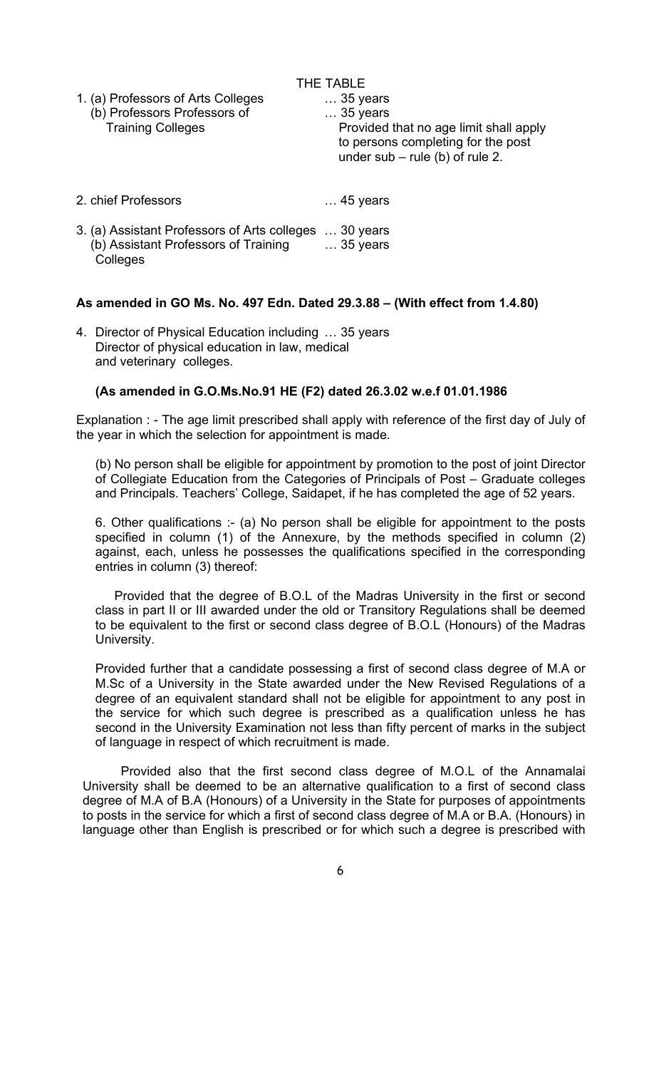THE TABLE

| | |
|---|---|
| 1. (a) Professors of Arts Colleges | … 35 years |
| (b) Professors Professors of Training Colleges | … 35 years<br>Provided that no age limit shall apply to persons completing for the post under sub – rule (b) of rule 2. |
| 2. chief Professors | … 45 years |
| 3. (a) Assistant Professors of Arts colleges | … 30 years |
| (b) Assistant Professors of Training Colleges | … 35 years |

**As amended in GO Ms. No. 497 Edn. Dated 29.3.88 – (With effect from 1.4.80)**

| | |
|---|---|
| 4. Director of Physical Education including Director of physical education in law, medical and veterinary colleges. | … 35 years |

**(As amended in G.O.Ms.No.91 HE (F2) dated 26.3.02 w.e.f 01.01.1986**

Explanation : - The age limit prescribed shall apply with reference of the first day of July of the year in which the selection for appointment is made.

(b) No person shall be eligible for appointment by promotion to the post of joint Director of Collegiate Education from the Categories of Principals of Post – Graduate colleges and Principals. Teachers' College, Saidapet, if he has completed the age of 52 years.

6. Other qualifications :- (a) No person shall be eligible for appointment to the posts specified in column (1) of the Annexure, by the methods specified in column (2) against, each, unless he possesses the qualifications specified in the corresponding entries in column (3) thereof:

Provided that the degree of B.O.L of the Madras University in the first or second class in part II or III awarded under the old or Transitory Regulations shall be deemed to be equivalent to the first or second class degree of B.O.L (Honours) of the Madras University.

Provided further that a candidate possessing a first of second class degree of M.A or M.Sc of a University in the State awarded under the New Revised Regulations of a degree of an equivalent standard shall not be eligible for appointment to any post in the service for which such degree is prescribed as a qualification unless he has second in the University Examination not less than fifty percent of marks in the subject of language in respect of which recruitment is made.

Provided also that the first second class degree of M.O.L of the Annamalai University shall be deemed to be an alternative qualification to a first of second class degree of M.A of B.A (Honours) of a University in the State for purposes of appointments to posts in the service for which a first of second class degree of M.A or B.A. (Honours) in language other than English is prescribed or for which such a degree is prescribed with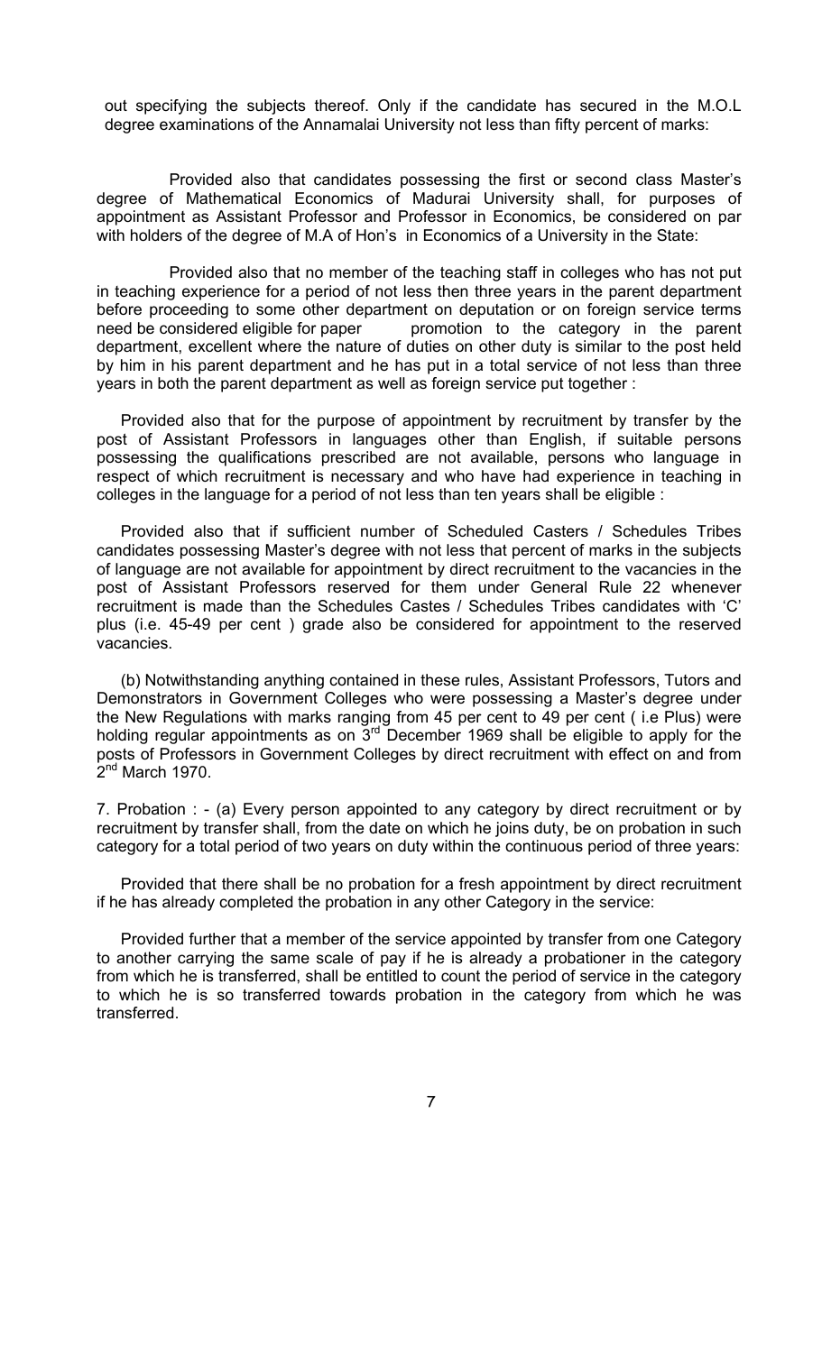out specifying the subjects thereof. Only if the candidate has secured in the M.O.L degree examinations of the Annamalai University not less than fifty percent of marks:

Provided also that candidates possessing the first or second class Master's degree of Mathematical Economics of Madurai University shall, for purposes of appointment as Assistant Professor and Professor in Economics, be considered on par with holders of the degree of M.A of Hon's in Economics of a University in the State:

Provided also that no member of the teaching staff in colleges who has not put in teaching experience for a period of not less then three years in the parent department before proceeding to some other department on deputation or on foreign service terms need be considered eligible for paper promotion to the category in the parent department, excellent where the nature of duties on other duty is similar to the post held by him in his parent department and he has put in a total service of not less than three years in both the parent department as well as foreign service put together :

Provided also that for the purpose of appointment by recruitment by transfer by the post of Assistant Professors in languages other than English, if suitable persons possessing the qualifications prescribed are not available, persons who language in respect of which recruitment is necessary and who have had experience in teaching in colleges in the language for a period of not less than ten years shall be eligible :

Provided also that if sufficient number of Scheduled Casters / Schedules Tribes candidates possessing Master's degree with not less that percent of marks in the subjects of language are not available for appointment by direct recruitment to the vacancies in the post of Assistant Professors reserved for them under General Rule 22 whenever recruitment is made than the Schedules Castes / Schedules Tribes candidates with 'C' plus (i.e. 45-49 per cent ) grade also be considered for appointment to the reserved vacancies.

(b) Notwithstanding anything contained in these rules, Assistant Professors, Tutors and Demonstrators in Government Colleges who were possessing a Master's degree under the New Regulations with marks ranging from 45 per cent to 49 per cent ( i.e Plus) were holding regular appointments as on 3rd December 1969 shall be eligible to apply for the posts of Professors in Government Colleges by direct recruitment with effect on and from 2nd March 1970.

7. Probation : - (a) Every person appointed to any category by direct recruitment or by recruitment by transfer shall, from the date on which he joins duty, be on probation in such category for a total period of two years on duty within the continuous period of three years:

Provided that there shall be no probation for a fresh appointment by direct recruitment if he has already completed the probation in any other Category in the service:

Provided further that a member of the service appointed by transfer from one Category to another carrying the same scale of pay if he is already a probationer in the category from which he is transferred, shall be entitled to count the period of service in the category to which he is so transferred towards probation in the category from which he was transferred.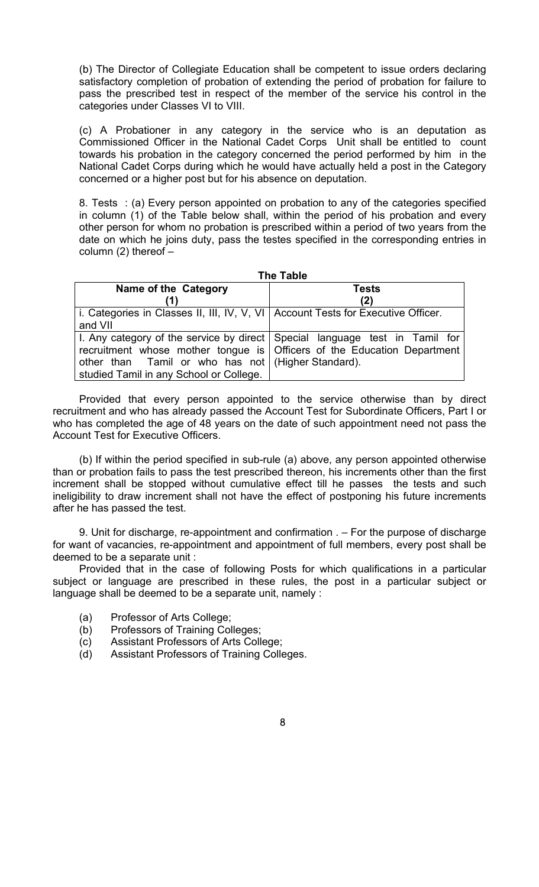(b) The Director of Collegiate Education shall be competent to issue orders declaring satisfactory completion of probation of extending the period of probation for failure to pass the prescribed test in respect of the member of the service his control in the categories under Classes VI to VIII.

(c) A Probationer in any category in the service who is an deputation as Commissioned Officer in the National Cadet Corps Unit shall be entitled to count towards his probation in the category concerned the period performed by him in the National Cadet Corps during which he would have actually held a post in the Category concerned or a higher post but for his absence on deputation.

8. Tests : (a) Every person appointed on probation to any of the categories specified in column (1) of the Table below shall, within the period of his probation and every other person for whom no probation is prescribed within a period of two years from the date on which he joins duty, pass the testes specified in the corresponding entries in column (2) thereof –

**The Table**

| Name of the Category (1) | Tests (2) |
|---|---|
| i. Categories in Classes II, III, IV, V, VI and VII | Account Tests for Executive Officer. |
| I. Any category of the service by direct recruitment whose mother tongue is other than Tamil or who has not studied Tamil in any School or College. | Special language test in Tamil for Officers of the Education Department (Higher Standard). |

Provided that every person appointed to the service otherwise than by direct recruitment and who has already passed the Account Test for Subordinate Officers, Part I or who has completed the age of 48 years on the date of such appointment need not pass the Account Test for Executive Officers.

(b) If within the period specified in sub-rule (a) above, any person appointed otherwise than or probation fails to pass the test prescribed thereon, his increments other than the first increment shall be stopped without cumulative effect till he passes the tests and such ineligibility to draw increment shall not have the effect of postponing his future increments after he has passed the test.

9. Unit for discharge, re-appointment and confirmation . – For the purpose of discharge for want of vacancies, re-appointment and appointment of full members, every post shall be deemed to be a separate unit :

Provided that in the case of following Posts for which qualifications in a particular subject or language are prescribed in these rules, the post in a particular subject or language shall be deemed to be a separate unit, namely :

(a) Professor of Arts College;
(b) Professors of Training Colleges;
(c) Assistant Professors of Arts College;
(d) Assistant Professors of Training Colleges.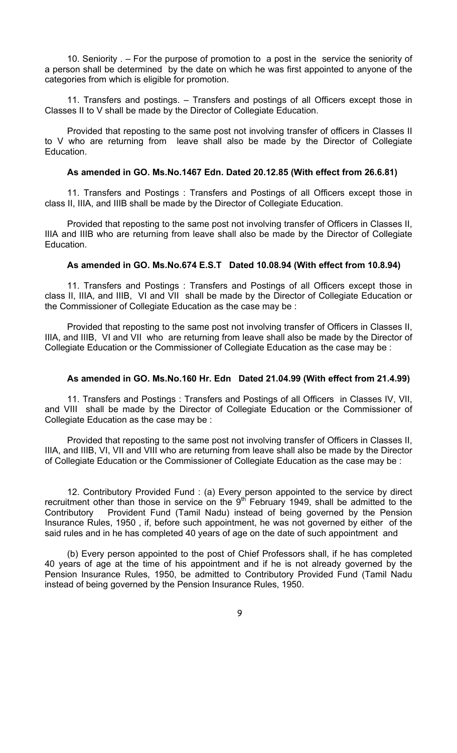10. Seniority . – For the purpose of promotion to a post in the service the seniority of a person shall be determined by the date on which he was first appointed to anyone of the categories from which is eligible for promotion.

11. Transfers and postings. – Transfers and postings of all Officers except those in Classes II to V shall be made by the Director of Collegiate Education.

Provided that reposting to the same post not involving transfer of officers in Classes II to V who are returning from leave shall also be made by the Director of Collegiate Education.

**As amended in GO. Ms.No.1467 Edn. Dated 20.12.85 (With effect from 26.6.81)**

11. Transfers and Postings : Transfers and Postings of all Officers except those in class II, IIIA, and IIIB shall be made by the Director of Collegiate Education.

Provided that reposting to the same post not involving transfer of Officers in Classes II, IIIA and IIIB who are returning from leave shall also be made by the Director of Collegiate Education.

**As amended in GO. Ms.No.674 E.S.T Dated 10.08.94 (With effect from 10.8.94)**

11. Transfers and Postings : Transfers and Postings of all Officers except those in class II, IIIA, and IIIB, VI and VII shall be made by the Director of Collegiate Education or the Commissioner of Collegiate Education as the case may be :

Provided that reposting to the same post not involving transfer of Officers in Classes II, IIIA, and IIIB, VI and VII who are returning from leave shall also be made by the Director of Collegiate Education or the Commissioner of Collegiate Education as the case may be :

**As amended in GO. Ms.No.160 Hr. Edn Dated 21.04.99 (With effect from 21.4.99)**

11. Transfers and Postings : Transfers and Postings of all Officers in Classes IV, VII, and VIII shall be made by the Director of Collegiate Education or the Commissioner of Collegiate Education as the case may be :

Provided that reposting to the same post not involving transfer of Officers in Classes II, IIIA, and IIIB, VI, VII and VIII who are returning from leave shall also be made by the Director of Collegiate Education or the Commissioner of Collegiate Education as the case may be :

12. Contributory Provided Fund : (a) Every person appointed to the service by direct recruitment other than those in service on the 9th February 1949, shall be admitted to the Contributory Provident Fund (Tamil Nadu) instead of being governed by the Pension Insurance Rules, 1950 , if, before such appointment, he was not governed by either of the said rules and in he has completed 40 years of age on the date of such appointment and

(b) Every person appointed to the post of Chief Professors shall, if he has completed 40 years of age at the time of his appointment and if he is not already governed by the Pension Insurance Rules, 1950, be admitted to Contributory Provided Fund (Tamil Nadu instead of being governed by the Pension Insurance Rules, 1950.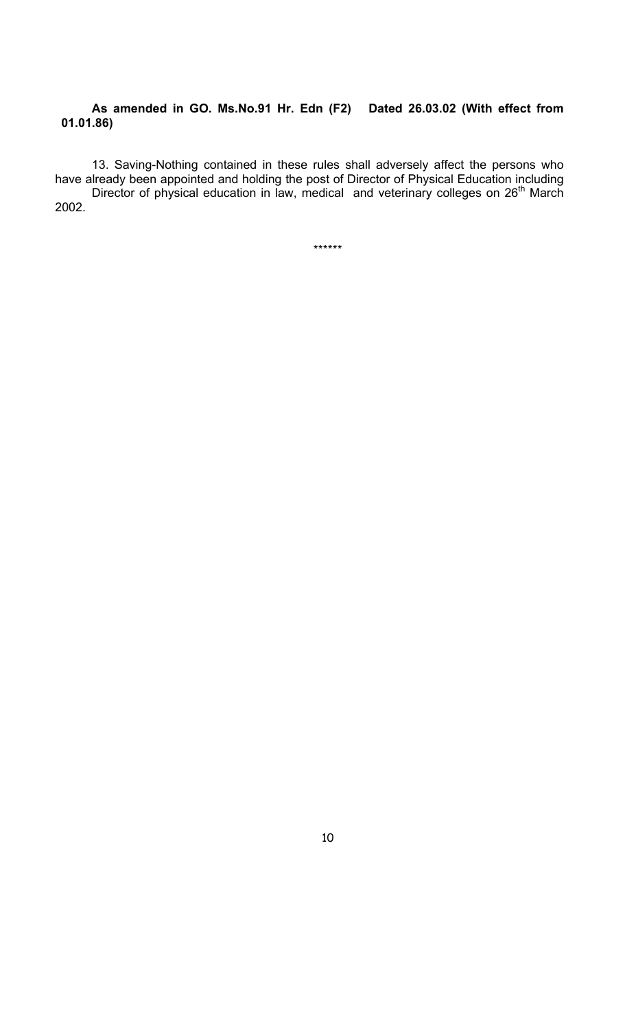**As amended in GO. Ms.No.91 Hr. Edn (F2) Dated 26.03.02 (With effect from 01.01.86)**

13. Saving-Nothing contained in these rules shall adversely affect the persons who have already been appointed and holding the post of Director of Physical Education including Director of physical education in law, medical and veterinary colleges on 26th March 2002.

******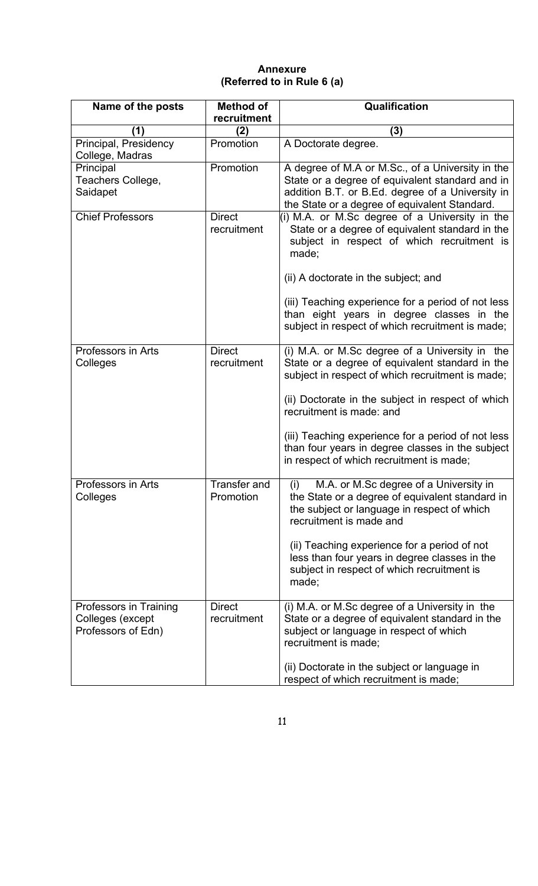**Annexure**
**(Referred to in Rule 6 (a)**

| Name of the posts | Method of recruitment | Qualification |
|---|---|---|
| (1) | (2) | (3) |
| Principal, Presidency College, Madras | Promotion | A Doctorate degree. |
| Principal Teachers College, Saidapet | Promotion | A degree of M.A or M.Sc., of a University in the State or a degree of equivalent standard and in addition B.T. or B.Ed. degree of a University in the State or a degree of equivalent Standard. |
| Chief Professors | Direct recruitment | (i) M.A. or M.Sc degree of a University in the State or a degree of equivalent standard in the subject in respect of which recruitment is made;<br><br>(ii) A doctorate in the subject; and<br><br>(iii) Teaching experience for a period of not less than eight years in degree classes in the subject in respect of which recruitment is made; |
| Professors in Arts Colleges | Direct recruitment | (i) M.A. or M.Sc degree of a University in the State or a degree of equivalent standard in the subject in respect of which recruitment is made;<br><br>(ii) Doctorate in the subject in respect of which recruitment is made: and<br><br>(iii) Teaching experience for a period of not less than four years in degree classes in the subject in respect of which recruitment is made; |
| Professors in Arts Colleges | Transfer and Promotion | (i) M.A. or M.Sc degree of a University in the State or a degree of equivalent standard in the subject or language in respect of which recruitment is made and<br><br>(ii) Teaching experience for a period of not less than four years in degree classes in the subject in respect of which recruitment is made; |
| Professors in Training Colleges (except Professors of Edn) | Direct recruitment | (i) M.A. or M.Sc degree of a University in the State or a degree of equivalent standard in the subject or language in respect of which recruitment is made;<br><br>(ii) Doctorate in the subject or language in respect of which recruitment is made; |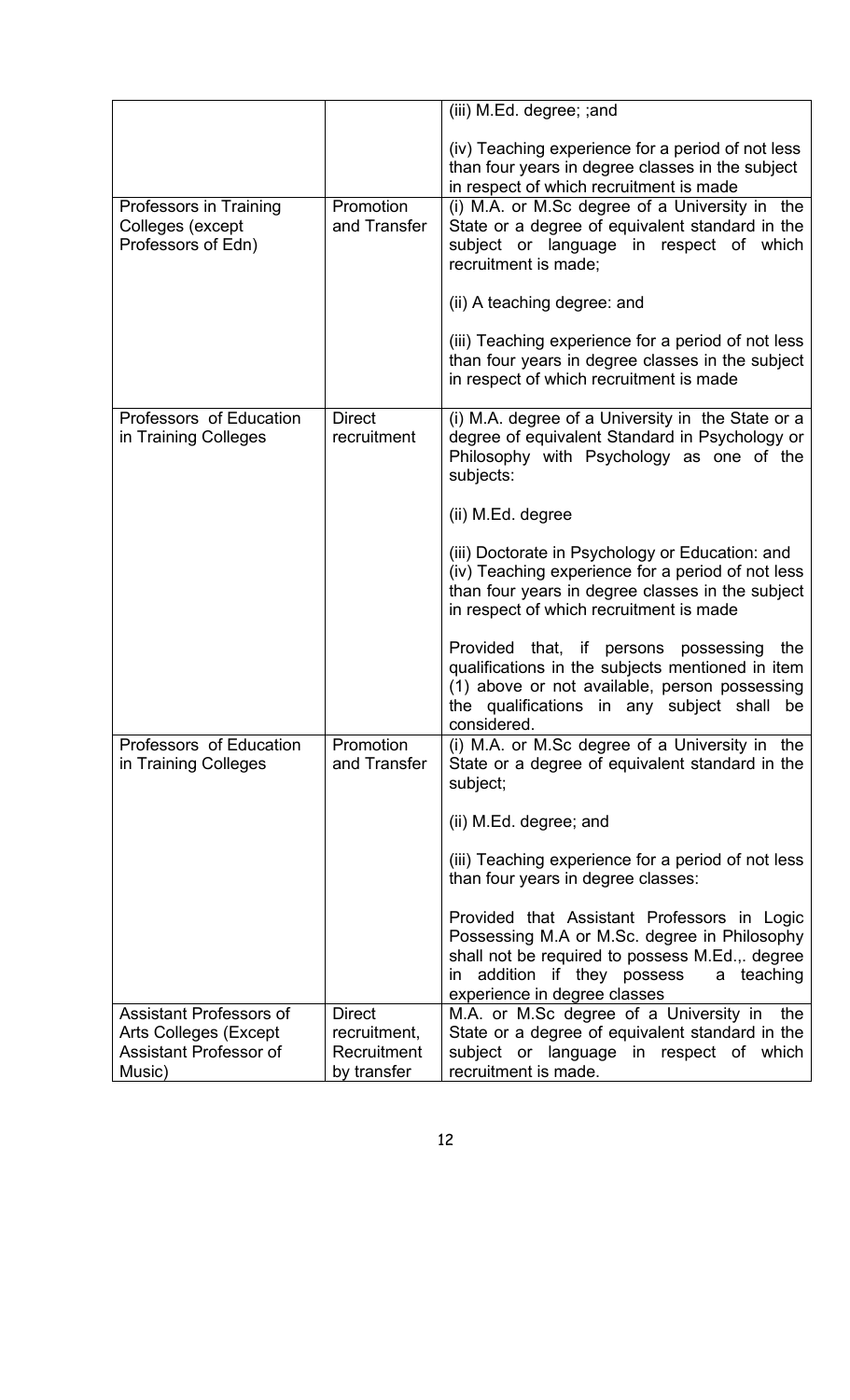| | | |
|---|---|---|
| | | (iii) M.Ed. degree; ;and<br><br>(iv) Teaching experience for a period of not less than four years in degree classes in the subject in respect of which recruitment is made |
| Professors in Training Colleges (except Professors of Edn) | Promotion and Transfer | (i) M.A. or M.Sc degree of a University in the State or a degree of equivalent standard in the subject or language in respect of which recruitment is made;<br><br>(ii) A teaching degree: and<br><br>(iii) Teaching experience for a period of not less than four years in degree classes in the subject in respect of which recruitment is made |
| Professors of Education in Training Colleges | Direct recruitment | (i) M.A. degree of a University in the State or a degree of equivalent Standard in Psychology or Philosophy with Psychology as one of the subjects:<br><br>(ii) M.Ed. degree<br><br>(iii) Doctorate in Psychology or Education: and<br>(iv) Teaching experience for a period of not less than four years in degree classes in the subject in respect of which recruitment is made<br><br>Provided that, if persons possessing the qualifications in the subjects mentioned in item (1) above or not available, person possessing the qualifications in any subject shall be considered. |
| Professors of Education in Training Colleges | Promotion and Transfer | (i) M.A. or M.Sc degree of a University in the State or a degree of equivalent standard in the subject;<br><br>(ii) M.Ed. degree; and<br><br>(iii) Teaching experience for a period of not less than four years in degree classes:<br><br>Provided that Assistant Professors in Logic Possessing M.A or M.Sc. degree in Philosophy shall not be required to possess M.Ed.,. degree in addition if they possess a teaching experience in degree classes |
| Assistant Professors of Arts Colleges (Except Assistant Professor of Music) | Direct recruitment, Recruitment by transfer | M.A. or M.Sc degree of a University in the State or a degree of equivalent standard in the subject or language in respect of which recruitment is made. |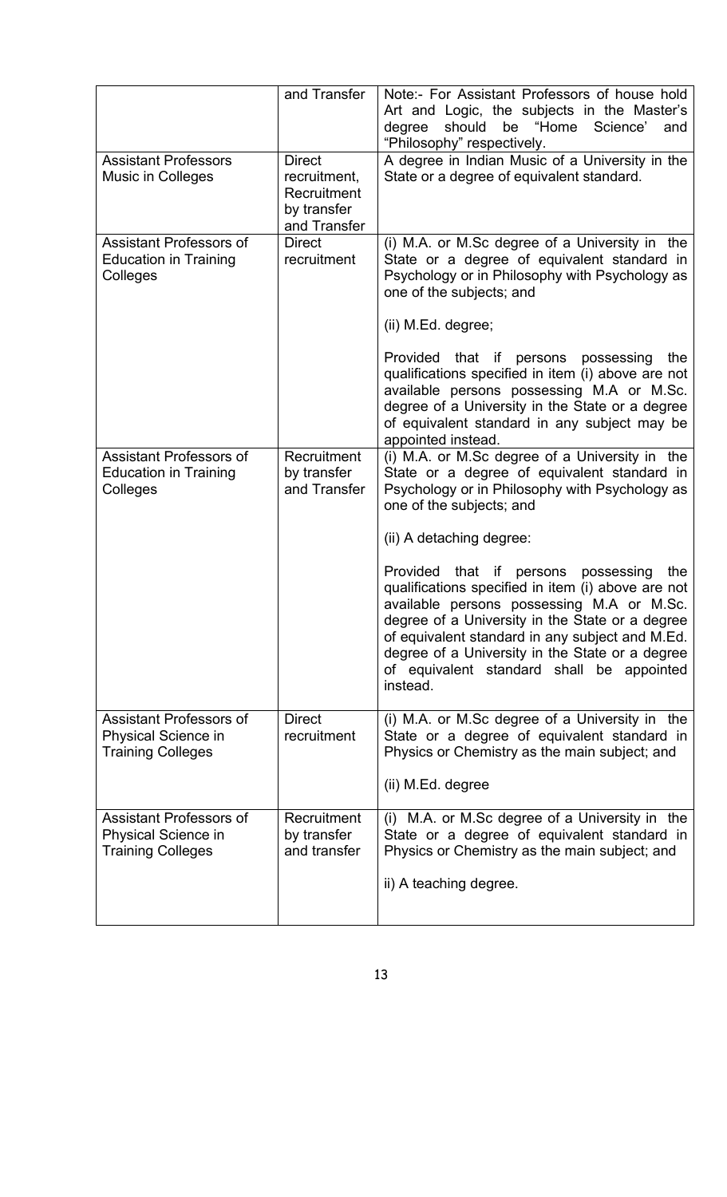| | | |
|---|---|---|
| | and Transfer | Note:- For Assistant Professors of house hold Art and Logic, the subjects in the Master's degree should be "Home Science' and "Philosophy" respectively. |
| Assistant Professors Music in Colleges | Direct recruitment, Recruitment by transfer and Transfer | A degree in Indian Music of a University in the State or a degree of equivalent standard. |
| Assistant Professors of Education in Training Colleges | Direct recruitment | (i) M.A. or M.Sc degree of a University in the State or a degree of equivalent standard in Psychology or in Philosophy with Psychology as one of the subjects; and<br><br>(ii) M.Ed. degree;<br><br>Provided that if persons possessing the qualifications specified in item (i) above are not available persons possessing M.A or M.Sc. degree of a University in the State or a degree of equivalent standard in any subject may be appointed instead. |
| Assistant Professors of Education in Training Colleges | Recruitment by transfer and Transfer | (i) M.A. or M.Sc degree of a University in the State or a degree of equivalent standard in Psychology or in Philosophy with Psychology as one of the subjects; and<br><br>(ii) A detaching degree:<br><br>Provided that if persons possessing the qualifications specified in item (i) above are not available persons possessing M.A or M.Sc. degree of a University in the State or a degree of equivalent standard in any subject and M.Ed. degree of a University in the State or a degree of equivalent standard shall be appointed instead. |
| Assistant Professors of Physical Science in Training Colleges | Direct recruitment | (i) M.A. or M.Sc degree of a University in the State or a degree of equivalent standard in Physics or Chemistry as the main subject; and<br><br>(ii) M.Ed. degree |
| Assistant Professors of Physical Science in Training Colleges | Recruitment by transfer and transfer | (i) M.A. or M.Sc degree of a University in the State or a degree of equivalent standard in Physics or Chemistry as the main subject; and<br><br>ii) A teaching degree. |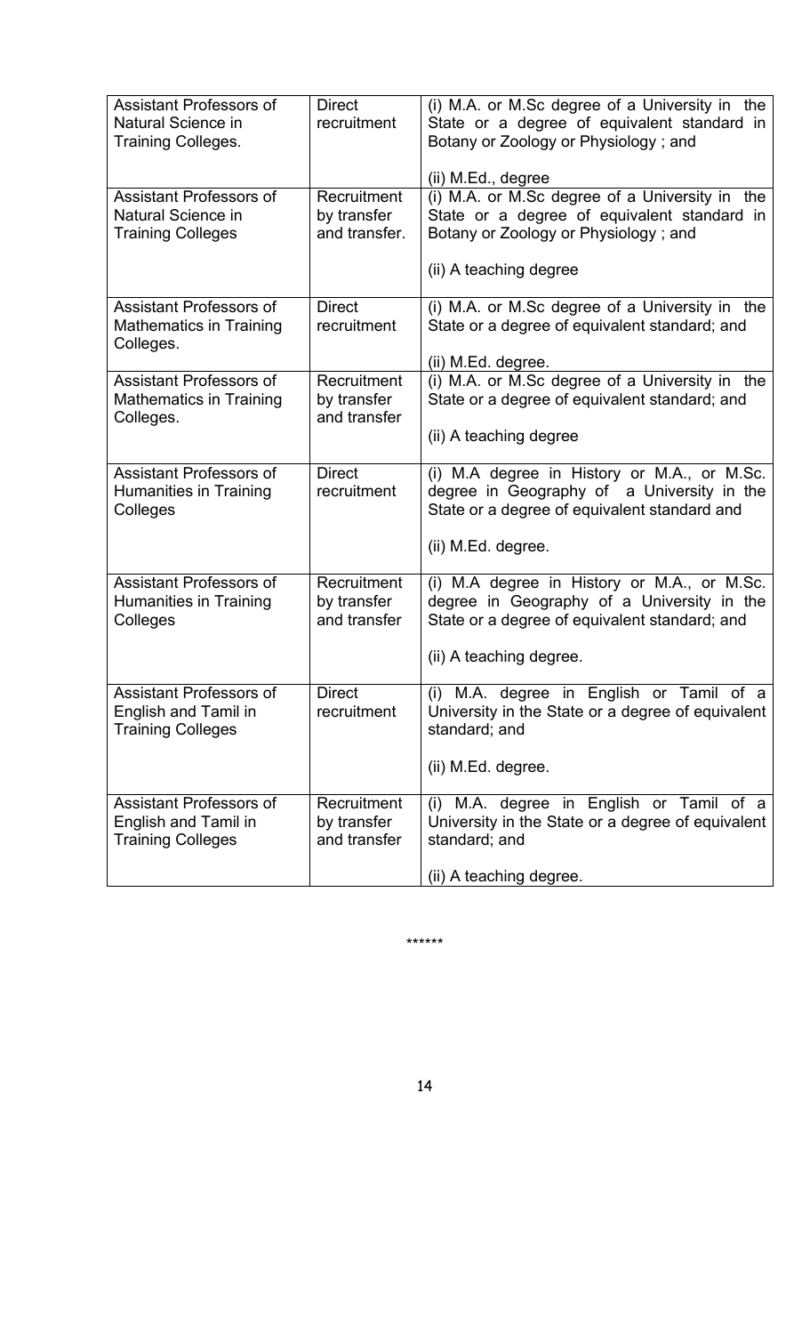| | | |
|---|---|---|
| Assistant Professors of Natural Science in Training Colleges. | Direct recruitment | (i) M.A. or M.Sc degree of a University in the State or a degree of equivalent standard in Botany or Zoology or Physiology ; and<br><br>(ii) M.Ed., degree |
| Assistant Professors of Natural Science in Training Colleges | Recruitment by transfer and transfer. | (i) M.A. or M.Sc degree of a University in the State or a degree of equivalent standard in Botany or Zoology or Physiology ; and<br><br>(ii) A teaching degree |
| Assistant Professors of Mathematics in Training Colleges. | Direct recruitment | (i) M.A. or M.Sc degree of a University in the State or a degree of equivalent standard; and<br><br>(ii) M.Ed. degree. |
| Assistant Professors of Mathematics in Training Colleges. | Recruitment by transfer and transfer | (i) M.A. or M.Sc degree of a University in the State or a degree of equivalent standard; and<br><br>(ii) A teaching degree |
| Assistant Professors of Humanities in Training Colleges | Direct recruitment | (i) M.A degree in History or M.A., or M.Sc. degree in Geography of a University in the State or a degree of equivalent standard and<br><br>(ii) M.Ed. degree. |
| Assistant Professors of Humanities in Training Colleges | Recruitment by transfer and transfer | (i) M.A degree in History or M.A., or M.Sc. degree in Geography of a University in the State or a degree of equivalent standard; and<br><br>(ii) A teaching degree. |
| Assistant Professors of English and Tamil in Training Colleges | Direct recruitment | (i) M.A. degree in English or Tamil of a University in the State or a degree of equivalent standard; and<br><br>(ii) M.Ed. degree. |
| Assistant Professors of English and Tamil in Training Colleges | Recruitment by transfer and transfer | (i) M.A. degree in English or Tamil of a University in the State or a degree of equivalent standard; and<br><br>(ii) A teaching degree. |

******